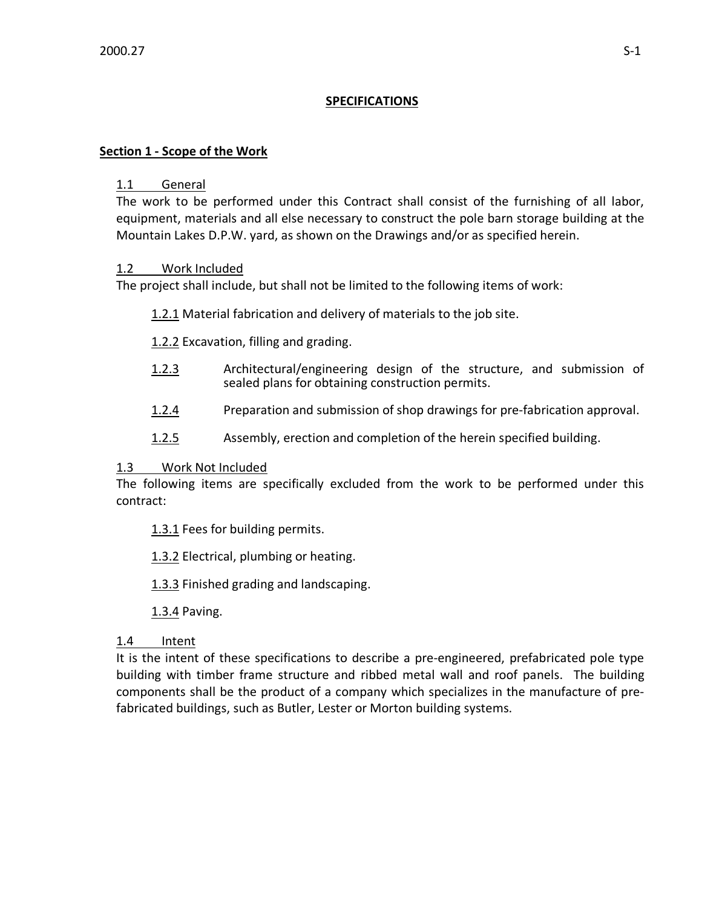# SPECIFICATIONS

## Section 1 - Scope of the Work

### 1.1 General

The work to be performed under this Contract shall consist of the furnishing of all labor, equipment, materials and all else necessary to construct the pole barn storage building at the Mountain Lakes D.P.W. yard, as shown on the Drawings and/or as specified herein.

### 1.2 Work Included

The project shall include, but shall not be limited to the following items of work:

1.2.1 Material fabrication and delivery of materials to the job site.

1.2.2 Excavation, filling and grading.

1.2.3 Architectural/engineering design of the structure, and submission of sealed plans for obtaining construction permits.

1.2.4 Preparation and submission of shop drawings for pre-fabrication approval.

1.2.5 Assembly, erection and completion of the herein specified building.

### 1.3 Work Not Included

The following items are specifically excluded from the work to be performed under this contract:

1.3.1 Fees for building permits.

1.3.2 Electrical, plumbing or heating.

1.3.3 Finished grading and landscaping.

1.3.4 Paving.

### 1.4 Intent

It is the intent of these specifications to describe a pre-engineered, prefabricated pole type building with timber frame structure and ribbed metal wall and roof panels. The building components shall be the product of a company which specializes in the manufacture of pre-fabricated buildings, such as Butler, Lester or Morton building systems.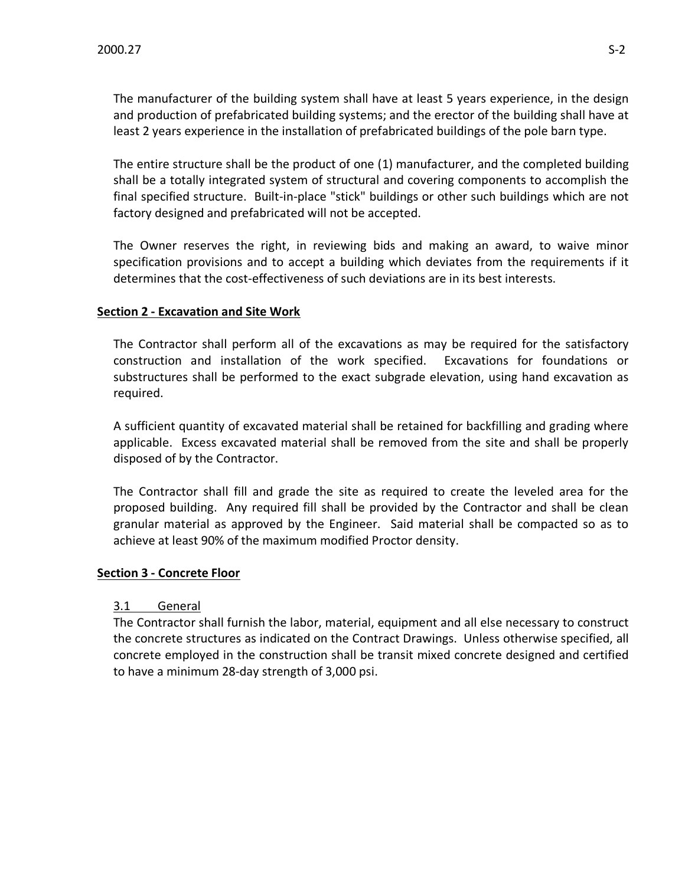The manufacturer of the building system shall have at least 5 years experience, in the design and production of prefabricated building systems; and the erector of the building shall have at least 2 years experience in the installation of prefabricated buildings of the pole barn type.

The entire structure shall be the product of one (1) manufacturer, and the completed building shall be a totally integrated system of structural and covering components to accomplish the final specified structure. Built-in-place "stick" buildings or other such buildings which are not factory designed and prefabricated will not be accepted.

The Owner reserves the right, in reviewing bids and making an award, to waive minor specification provisions and to accept a building which deviates from the requirements if it determines that the cost-effectiveness of such deviations are in its best interests.

## Section 2 - Excavation and Site Work

The Contractor shall perform all of the excavations as may be required for the satisfactory construction and installation of the work specified. Excavations for foundations or substructures shall be performed to the exact subgrade elevation, using hand excavation as required.

A sufficient quantity of excavated material shall be retained for backfilling and grading where applicable. Excess excavated material shall be removed from the site and shall be properly disposed of by the Contractor.

The Contractor shall fill and grade the site as required to create the leveled area for the proposed building. Any required fill shall be provided by the Contractor and shall be clean granular material as approved by the Engineer. Said material shall be compacted so as to achieve at least 90% of the maximum modified Proctor density.

## Section 3 - Concrete Floor

### 3.1 General

The Contractor shall furnish the labor, material, equipment and all else necessary to construct the concrete structures as indicated on the Contract Drawings. Unless otherwise specified, all concrete employed in the construction shall be transit mixed concrete designed and certified to have a minimum 28-day strength of 3,000 psi.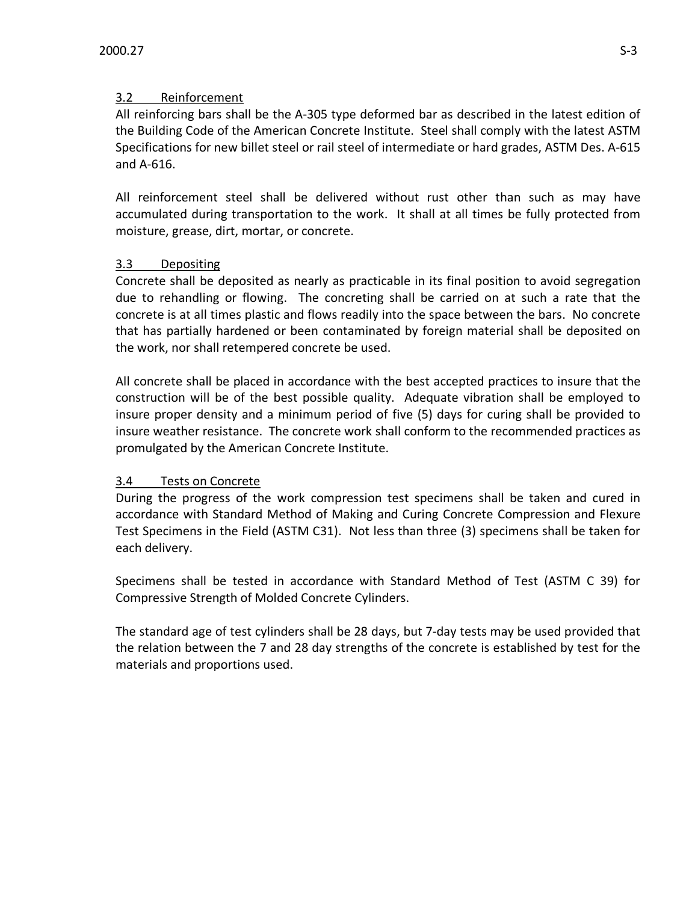### 3.2 Reinforcement

All reinforcing bars shall be the A-305 type deformed bar as described in the latest edition of the Building Code of the American Concrete Institute. Steel shall comply with the latest ASTM Specifications for new billet steel or rail steel of intermediate or hard grades, ASTM Des. A-615 and A-616.

All reinforcement steel shall be delivered without rust other than such as may have accumulated during transportation to the work. It shall at all times be fully protected from moisture, grease, dirt, mortar, or concrete.

### 3.3 Depositing

Concrete shall be deposited as nearly as practicable in its final position to avoid segregation due to rehandling or flowing. The concreting shall be carried on at such a rate that the concrete is at all times plastic and flows readily into the space between the bars. No concrete that has partially hardened or been contaminated by foreign material shall be deposited on the work, nor shall retempered concrete be used.

All concrete shall be placed in accordance with the best accepted practices to insure that the construction will be of the best possible quality. Adequate vibration shall be employed to insure proper density and a minimum period of five (5) days for curing shall be provided to insure weather resistance. The concrete work shall conform to the recommended practices as promulgated by the American Concrete Institute.

### 3.4 Tests on Concrete

During the progress of the work compression test specimens shall be taken and cured in accordance with Standard Method of Making and Curing Concrete Compression and Flexure Test Specimens in the Field (ASTM C31). Not less than three (3) specimens shall be taken for each delivery.

Specimens shall be tested in accordance with Standard Method of Test (ASTM C 39) for Compressive Strength of Molded Concrete Cylinders.

The standard age of test cylinders shall be 28 days, but 7-day tests may be used provided that the relation between the 7 and 28 day strengths of the concrete is established by test for the materials and proportions used.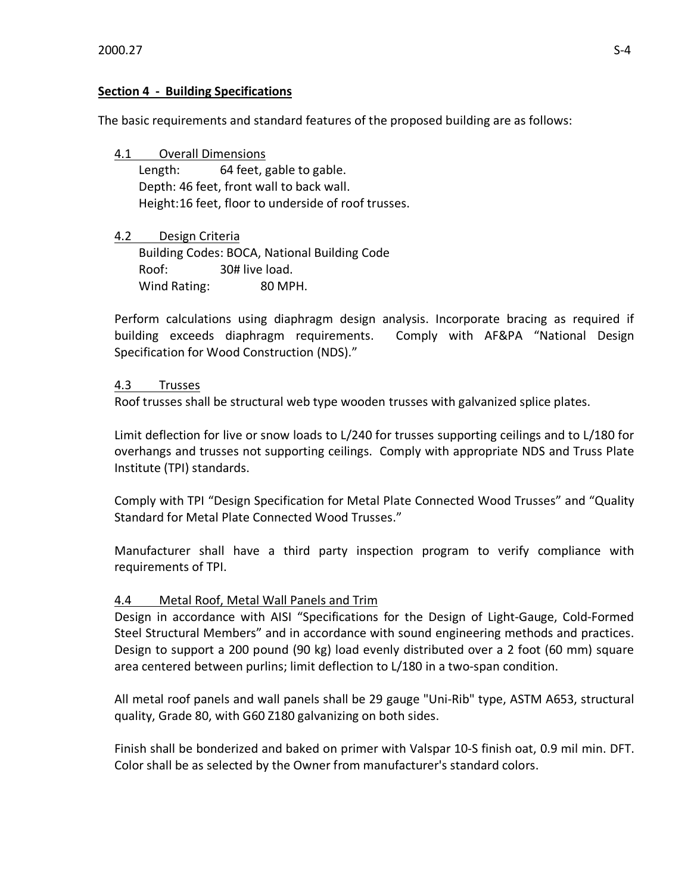## Section 4 - Building Specifications

The basic requirements and standard features of the proposed building are as follows:

4.1 Overall Dimensions

Length: 64 feet, gable to gable.
Depth: 46 feet, front wall to back wall.
Height: 16 feet, floor to underside of roof trusses.

4.2 Design Criteria

Building Codes: BOCA, National Building Code
Roof: 30# live load.
Wind Rating: 80 MPH.

Perform calculations using diaphragm design analysis. Incorporate bracing as required if building exceeds diaphragm requirements. Comply with AF&PA "National Design Specification for Wood Construction (NDS)."

4.3 Trusses

Roof trusses shall be structural web type wooden trusses with galvanized splice plates.

Limit deflection for live or snow loads to L/240 for trusses supporting ceilings and to L/180 for overhangs and trusses not supporting ceilings. Comply with appropriate NDS and Truss Plate Institute (TPI) standards.

Comply with TPI "Design Specification for Metal Plate Connected Wood Trusses" and "Quality Standard for Metal Plate Connected Wood Trusses."

Manufacturer shall have a third party inspection program to verify compliance with requirements of TPI.

4.4 Metal Roof, Metal Wall Panels and Trim

Design in accordance with AISI "Specifications for the Design of Light-Gauge, Cold-Formed Steel Structural Members" and in accordance with sound engineering methods and practices. Design to support a 200 pound (90 kg) load evenly distributed over a 2 foot (60 mm) square area centered between purlins; limit deflection to L/180 in a two-span condition.

All metal roof panels and wall panels shall be 29 gauge "Uni-Rib" type, ASTM A653, structural quality, Grade 80, with G60 Z180 galvanizing on both sides.

Finish shall be bonderized and baked on primer with Valspar 10-S finish oat, 0.9 mil min. DFT. Color shall be as selected by the Owner from manufacturer's standard colors.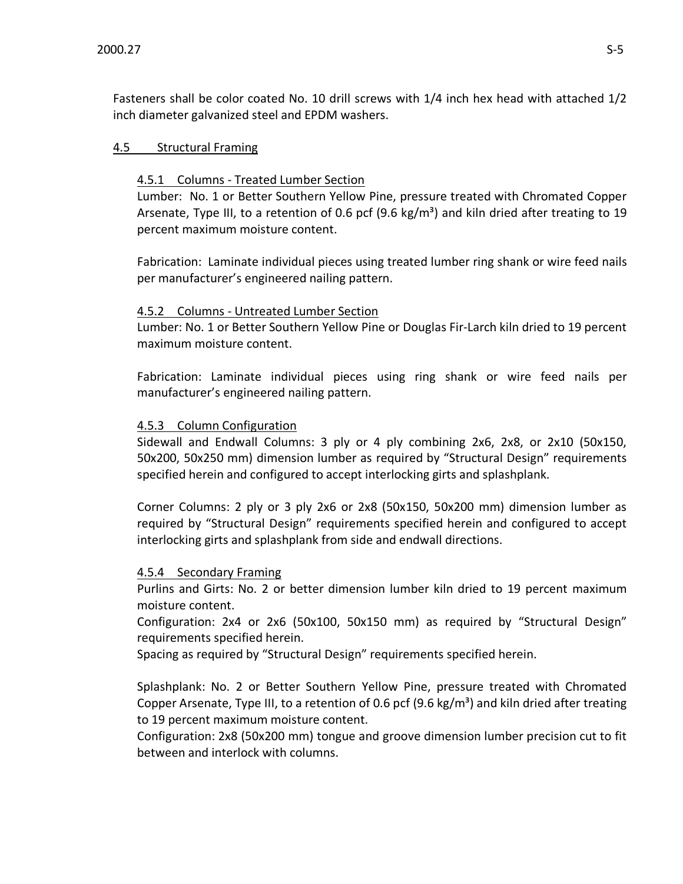Fasteners shall be color coated No. 10 drill screws with 1/4 inch hex head with attached 1/2 inch diameter galvanized steel and EPDM washers.

## 4.5 Structural Framing

### 4.5.1 Columns - Treated Lumber Section

Lumber: No. 1 or Better Southern Yellow Pine, pressure treated with Chromated Copper Arsenate, Type III, to a retention of 0.6 pcf (9.6 kg/m³) and kiln dried after treating to 19 percent maximum moisture content.

Fabrication: Laminate individual pieces using treated lumber ring shank or wire feed nails per manufacturer's engineered nailing pattern.

### 4.5.2 Columns - Untreated Lumber Section

Lumber: No. 1 or Better Southern Yellow Pine or Douglas Fir-Larch kiln dried to 19 percent maximum moisture content.

Fabrication: Laminate individual pieces using ring shank or wire feed nails per manufacturer's engineered nailing pattern.

### 4.5.3 Column Configuration

Sidewall and Endwall Columns: 3 ply or 4 ply combining 2x6, 2x8, or 2x10 (50x150, 50x200, 50x250 mm) dimension lumber as required by "Structural Design" requirements specified herein and configured to accept interlocking girts and splashplank.

Corner Columns: 2 ply or 3 ply 2x6 or 2x8 (50x150, 50x200 mm) dimension lumber as required by "Structural Design" requirements specified herein and configured to accept interlocking girts and splashplank from side and endwall directions.

### 4.5.4 Secondary Framing

Purlins and Girts: No. 2 or better dimension lumber kiln dried to 19 percent maximum moisture content.

Configuration: 2x4 or 2x6 (50x100, 50x150 mm) as required by "Structural Design" requirements specified herein.

Spacing as required by "Structural Design" requirements specified herein.

Splashplank: No. 2 or Better Southern Yellow Pine, pressure treated with Chromated Copper Arsenate, Type III, to a retention of 0.6 pcf (9.6 kg/m³) and kiln dried after treating to 19 percent maximum moisture content.

Configuration: 2x8 (50x200 mm) tongue and groove dimension lumber precision cut to fit between and interlock with columns.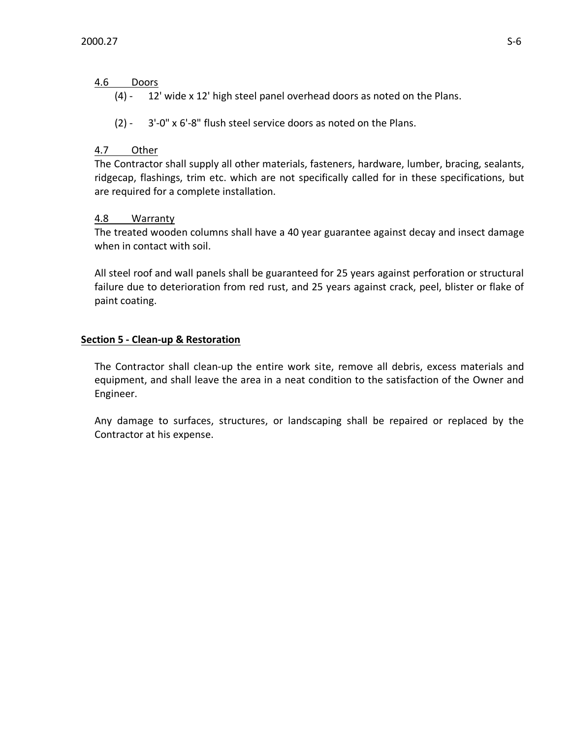4.6 Doors

(4) - 12' wide x 12' high steel panel overhead doors as noted on the Plans.

(2) - 3'-0" x 6'-8" flush steel service doors as noted on the Plans.

4.7 Other

The Contractor shall supply all other materials, fasteners, hardware, lumber, bracing, sealants, ridgecap, flashings, trim etc. which are not specifically called for in these specifications, but are required for a complete installation.

4.8 Warranty

The treated wooden columns shall have a 40 year guarantee against decay and insect damage when in contact with soil.

All steel roof and wall panels shall be guaranteed for 25 years against perforation or structural failure due to deterioration from red rust, and 25 years against crack, peel, blister or flake of paint coating.

## Section 5 - Clean-up & Restoration

The Contractor shall clean-up the entire work site, remove all debris, excess materials and equipment, and shall leave the area in a neat condition to the satisfaction of the Owner and Engineer.

Any damage to surfaces, structures, or landscaping shall be repaired or replaced by the Contractor at his expense.